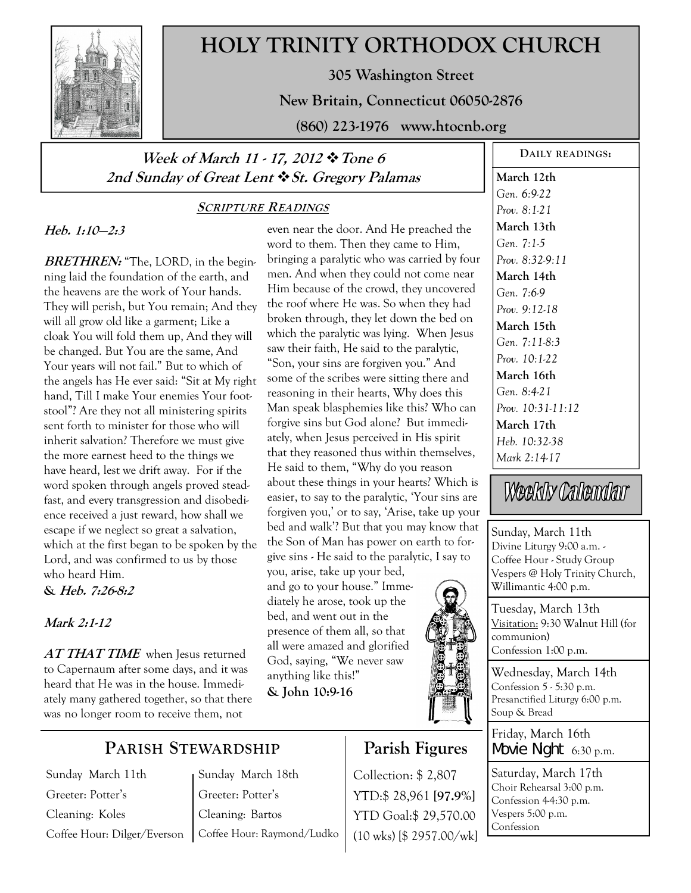# HOLY TRINITY ORTHODOX CHURCH

**305 Washington Street**

**New Britain, Connecticut 06050-2876**

**(860) 223-1976 www.htocnb.org**

## *Week of March 11 - 17, 2012 ❖ Tone 6*
## *2nd Sunday of Great Lent ❖ St. Gregory Palamas*

### SCRIPTURE READINGS

***Heb. 1:10—2:3***

***BRETHREN:*** "The, LORD, in the beginning laid the foundation of the earth, and the heavens are the work of Your hands. They will perish, but You remain; And they will all grow old like a garment; Like a cloak You will fold them up, And they will be changed. But You are the same, And Your years will not fail." But to which of the angels has He ever said: "Sit at My right hand, Till I make Your enemies Your footstool"? Are they not all ministering spirits sent forth to minister for those who will inherit salvation? Therefore we must give the more earnest heed to the things we have heard, lest we drift away. For if the word spoken through angels proved steadfast, and every transgression and disobedience received a just reward, how shall we escape if we neglect so great a salvation, which at the first began to be spoken by the Lord, and was confirmed to us by those who heard Him.

***& Heb. 7:26-8:2***

***Mark 2:1-12***

***AT THAT TIME*** when Jesus returned to Capernaum after some days, and it was heard that He was in the house. Immediately many gathered together, so that there was no longer room to receive them, not even near the door. And He preached the word to them. Then they came to Him, bringing a paralytic who was carried by four men. And when they could not come near Him because of the crowd, they uncovered the roof where He was. So when they had broken through, they let down the bed on which the paralytic was lying. When Jesus saw their faith, He said to the paralytic, "Son, your sins are forgiven you." And some of the scribes were sitting there and reasoning in their hearts, Why does this Man speak blasphemies like this? Who can forgive sins but God alone? But immediately, when Jesus perceived in His spirit that they reasoned thus within themselves, He said to them, "Why do you reason about these things in your hearts? Which is easier, to say to the paralytic, 'Your sins are forgiven you,' or to say, 'Arise, take up your bed and walk'? But that you may know that the Son of Man has power on earth to forgive sins - He said to the paralytic, I say to you, arise, take up your bed, and go to your house." Immediately he arose, took up the bed, and went out in the presence of them all, so that all were amazed and glorified God, saying, "We never saw anything like this!"

**& John 10:9-16**

### DAILY READINGS:

**March 12th**
*Gen. 6:9-22*
*Prov. 8:1-21*

**March 13th**
*Gen. 7:1-5*
*Prov. 8:32-9:11*

**March 14th**
*Gen. 7:6-9*
*Prov. 9:12-18*

**March 15th**
*Gen. 7:11-8:3*
*Prov. 10:1-22*

**March 16th**
*Gen. 8:4-21*
*Prov. 10:31-11:12*

**March 17th**
*Heb. 10:32-38*
*Mark 2:14-17*

### Weekly Calendar

**Sunday, March 11th**
Divine Liturgy 9:00 a.m. -
Coffee Hour - Study Group
Vespers @ Holy Trinity Church, Willimantic 4:00 p.m.

**Tuesday, March 13th**
Visitation: 9:30 Walnut Hill (for communion)
Confession 1:00 p.m.

**Wednesday, March 14th**
Confession 5 - 5:30 p.m.
Presanctified Liturgy 6:00 p.m.
Soup & Bread

**Friday, March 16th**
Movie Night 6:30 p.m.

**Saturday, March 17th**
Choir Rehearsal 3:00 p.m.
Confession 4-4:30 p.m.
Vespers 5:00 p.m.
Confession

### PARISH STEWARDSHIP

| Sunday March 11th | Sunday March 18th |
|---|---|
| Greeter: Potter's | Greeter: Potter's |
| Cleaning: Koles | Cleaning: Bartos |
| Coffee Hour: Dilger/Everson | Coffee Hour: Raymond/Ludko |

### Parish Figures

Collection: $ 2,807
YTD:$ 28,961 **[97.9%]**
YTD Goal:$ 29,570.00
(10 wks) [$ 2957.00/wk]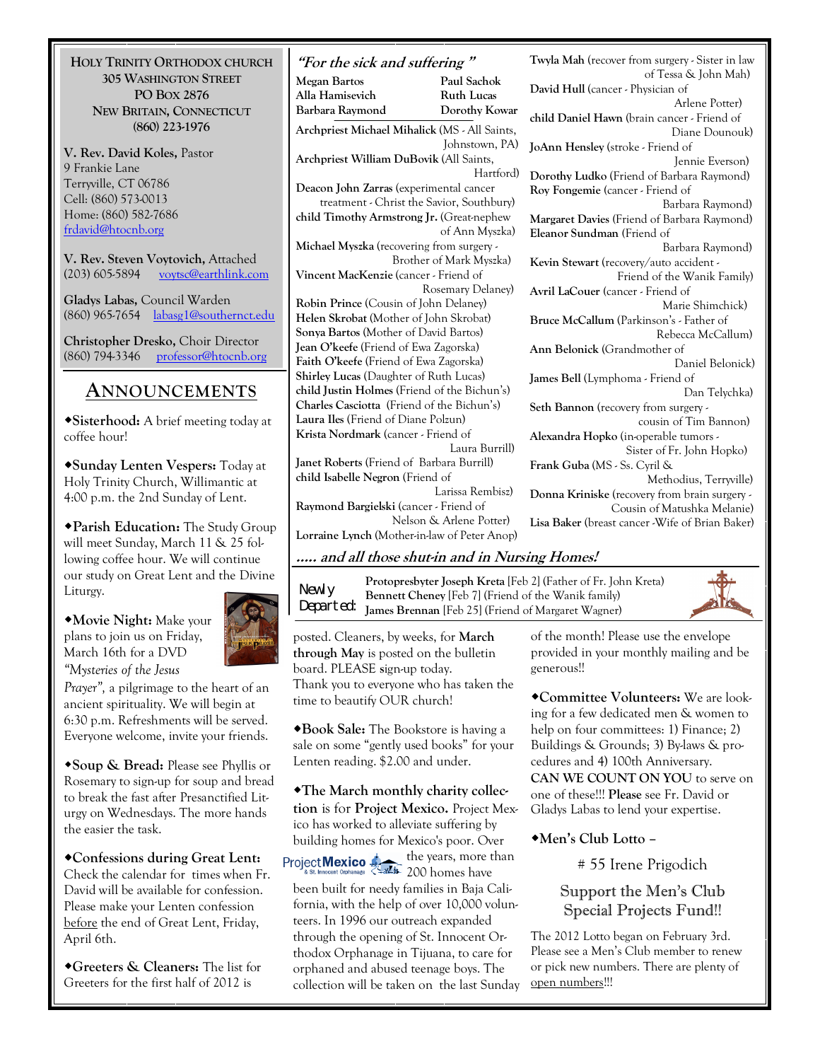**HOLY TRINITY ORTHODOX CHURCH**
**305 WASHINGTON STREET**
**PO BOX 2876**
**NEW BRITAIN, CONNECTICUT**
**(860) 223-1976**

**V. Rev. David Koles,** Pastor
9 Frankie Lane
Terryville, CT 06786
Cell: (860) 573-0013
Home: (860) 582-7686
frdavid@htocnb.org

**V. Rev. Steven Voytovich,** Attached
(203) 605-5894 voytsc@earthlink.com

**Gladys Labas,** Council Warden
(860) 965-7654 labasg1@southernct.edu

**Christopher Dresko,** Choir Director
(860) 794-3346 professor@htocnb.org

## ANNOUNCEMENTS

◆**Sisterhood:** A brief meeting today at coffee hour!

◆**Sunday Lenten Vespers:** Today at Holy Trinity Church, Willimantic at 4:00 p.m. the 2nd Sunday of Lent.

◆**Parish Education:** The Study Group will meet Sunday, March 11 & 25 following coffee hour. We will continue our study on Great Lent and the Divine Liturgy.

◆**Movie Night:** Make your plans to join us on Friday, March 16th for a DVD *"Mysteries of the Jesus Prayer"*, a pilgrimage to the heart of an ancient spirituality. We will begin at 6:30 p.m. Refreshments will be served. Everyone welcome, invite your friends.

◆**Soup & Bread:** Please see Phyllis or Rosemary to sign-up for soup and bread to break the fast after Presanctified Liturgy on Wednesdays. The more hands the easier the task.

◆**Confessions during Great Lent:** Check the calendar for times when Fr. David will be available for confession. Please make your Lenten confession before the end of Great Lent, Friday, April 6th.

◆**Greeters & Cleaners:** The list for Greeters for the first half of 2012 is posted. Cleaners, by weeks, for **March through May** is posted on the bulletin board. PLEASE sign-up today. Thank you to everyone who has taken the time to beautify OUR church!

◆**Book Sale:** The Bookstore is having a sale on some "gently used books" for your Lenten reading. $2.00 and under.

◆**The March monthly charity collection** is for **Project Mexico.** Project Mexico has worked to alleviate suffering by building homes for Mexico's poor. Over the years, more than 200 homes have been built for needy families in Baja California, with the help of over 10,000 volunteers. In 1996 our outreach expanded through the opening of St. Innocent Orthodox Orphanage in Tijuana, to care for orphaned and abused teenage boys. The collection will be taken on the last Sunday of the month! Please use the envelope provided in your monthly mailing and be generous!!

◆**Committee Volunteers:** We are looking for a few dedicated men & women to help on four committees: 1) Finance; 2) Buildings & Grounds; 3) By-laws & procedures and 4) 100th Anniversary. **CAN WE COUNT ON YOU** to serve on one of these!!! **Please** see Fr. David or Gladys Labas to lend your expertise.

◆**Men's Club Lotto –**

# 55 Irene Prigodich

Support the Men's Club Special Projects Fund!!

The 2012 Lotto began on February 3rd. Please see a Men's Club member to renew or pick new numbers. There are plenty of open numbers!!!

### *"For the sick and suffering"*

**Megan Bartos**
**Paul Sachok**
**Alla Hamisevich**
**Ruth Lucas**
**Barbara Raymond**
**Dorothy Kowar**
**Archpriest Michael Mihalick** (MS - All Saints, Johnstown, PA)
**Archpriest William DuBovik** (All Saints, Hartford)
**Deacon John Zarras** (experimental cancer treatment - Christ the Savior, Southbury)
**child Timothy Armstrong Jr.** (Great-nephew of Ann Myszka)
**Michael Myszka** (recovering from surgery - Brother of Mark Myszka)
**Vincent MacKenzie** (cancer - Friend of Rosemary Delaney)
**Robin Prince** (Cousin of John Delaney)
**Helen Skrobat** (Mother of John Skrobat)
**Sonya Bartos** (Mother of David Bartos)
**Jean O'keefe** (Friend of Ewa Zagorska)
**Faith O'keefe** (Friend of Ewa Zagorska)
**Shirley Lucas** (Daughter of Ruth Lucas)
**child Justin Holmes** (Friend of the Bichun's)
**Charles Casciotta** (Friend of the Bichun's)
**Laura Iles** (Friend of Diane Polzun)
**Krista Nordmark** (cancer - Friend of Laura Burrill)
**Janet Roberts** (Friend of Barbara Burrill)
**child Isabelle Negron** (Friend of Larissa Rembisz)
**Raymond Bargielski** (cancer - Friend of Nelson & Arlene Potter)
**Lorraine Lynch** (Mother-in-law of Peter Anop)
**Twyla Mah** (recover from surgery - Sister in law of Tessa & John Mah)
**David Hull** (cancer - Physician of Arlene Potter)
**child Daniel Hawn** (brain cancer - Friend of Diane Dounouk)
**JoAnn Hensley** (stroke - Friend of Jennie Everson)
**Dorothy Ludko** (Friend of Barbara Raymond)
**Roy Fongemie** (cancer - Friend of Barbara Raymond)
**Margaret Davies** (Friend of Barbara Raymond)
**Eleanor Sundman** (Friend of Barbara Raymond)
**Kevin Stewart** (recovery/auto accident - Friend of the Wanik Family)
**Avril LaCouer** (cancer - Friend of Marie Shimchick)
**Bruce McCallum** (Parkinson's - Father of Rebecca McCallum)
**Ann Belonick** (Grandmother of Daniel Belonick)
**James Bell** (Lymphoma - Friend of Dan Telychka)
**Seth Bannon** (recovery from surgery - cousin of Tim Bannon)
**Alexandra Hopko** (in-operable tumors - Sister of Fr. John Hopko)
**Frank Guba** (MS - Ss. Cyril & Methodius, Terryville)
**Donna Kriniske** (recovery from brain surgery - Cousin of Matushka Melanie)
**Lisa Baker** (breast cancer -Wife of Brian Baker)

### *..... and all those shut-in and in Nursing Homes!*

Newly Departed:
**Protopresbyter Joseph Kreta** [Feb 2] (Father of Fr. John Kreta)
**Bennett Cheney** [Feb 7] (Friend of the Wanik family)
**James Brennan** [Feb 25] (Friend of Margaret Wagner)